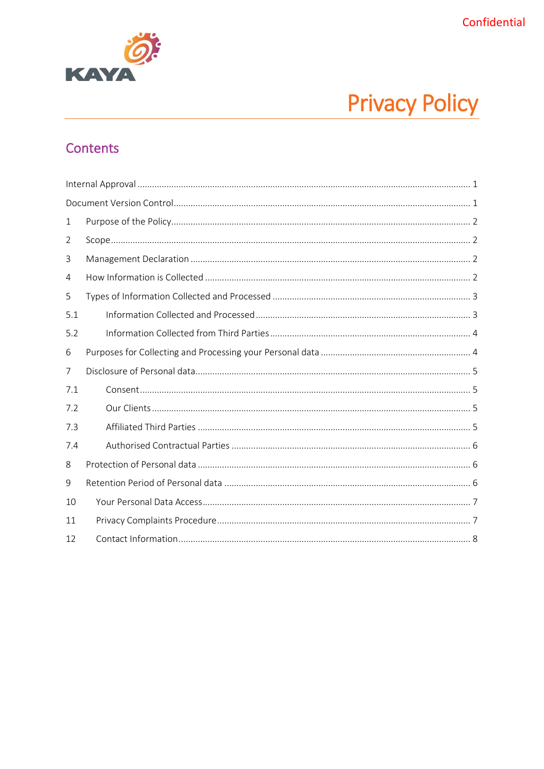Confidential

KAYA

# Privacy Policy

## Contents

Internal Approval ........ 1

Document Version Control ........ 1

1 Purpose of the Policy ........ 2

2 Scope ........ 2

3 Management Declaration ........ 2

4 How Information is Collected ........ 2

5 Types of Information Collected and Processed ........ 3

5.1 Information Collected and Processed ........ 3

5.2 Information Collected from Third Parties ........ 4

6 Purposes for Collecting and Processing your Personal data ........ 4

7 Disclosure of Personal data ........ 5

7.1 Consent ........ 5

7.2 Our Clients ........ 5

7.3 Affiliated Third Parties ........ 5

7.4 Authorised Contractual Parties ........ 6

8 Protection of Personal data ........ 6

9 Retention Period of Personal data ........ 6

10 Your Personal Data Access ........ 7

11 Privacy Complaints Procedure ........ 7

12 Contact Information ........ 8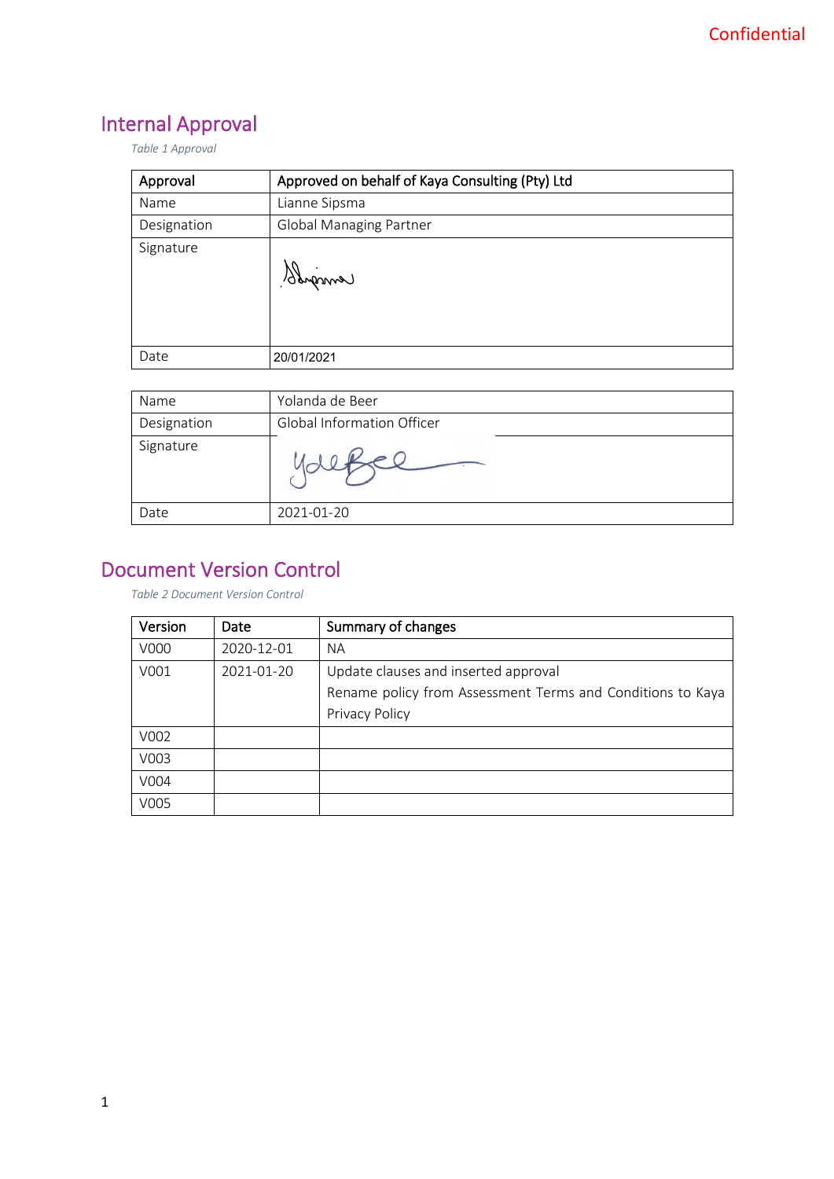Confidential

## Internal Approval

*Table 1 Approval*

| Approval | Approved on behalf of Kaya Consulting (Pty) Ltd |
|---|---|
| Name | Lianne Sipsma |
| Designation | Global Managing Partner |
| Signature | |
| Date | 20/01/2021 |

| Name | Yolanda de Beer |
|---|---|
| Designation | Global Information Officer |
| Signature | |
| Date | 2021-01-20 |

## Document Version Control

*Table 2 Document Version Control*

| Version | Date | Summary of changes |
|---|---|---|
| V000 | 2020-12-01 | NA |
| V001 | 2021-01-20 | Update clauses and inserted approval<br>Rename policy from Assessment Terms and Conditions to Kaya Privacy Policy |
| V002 | | |
| V003 | | |
| V004 | | |
| V005 | | |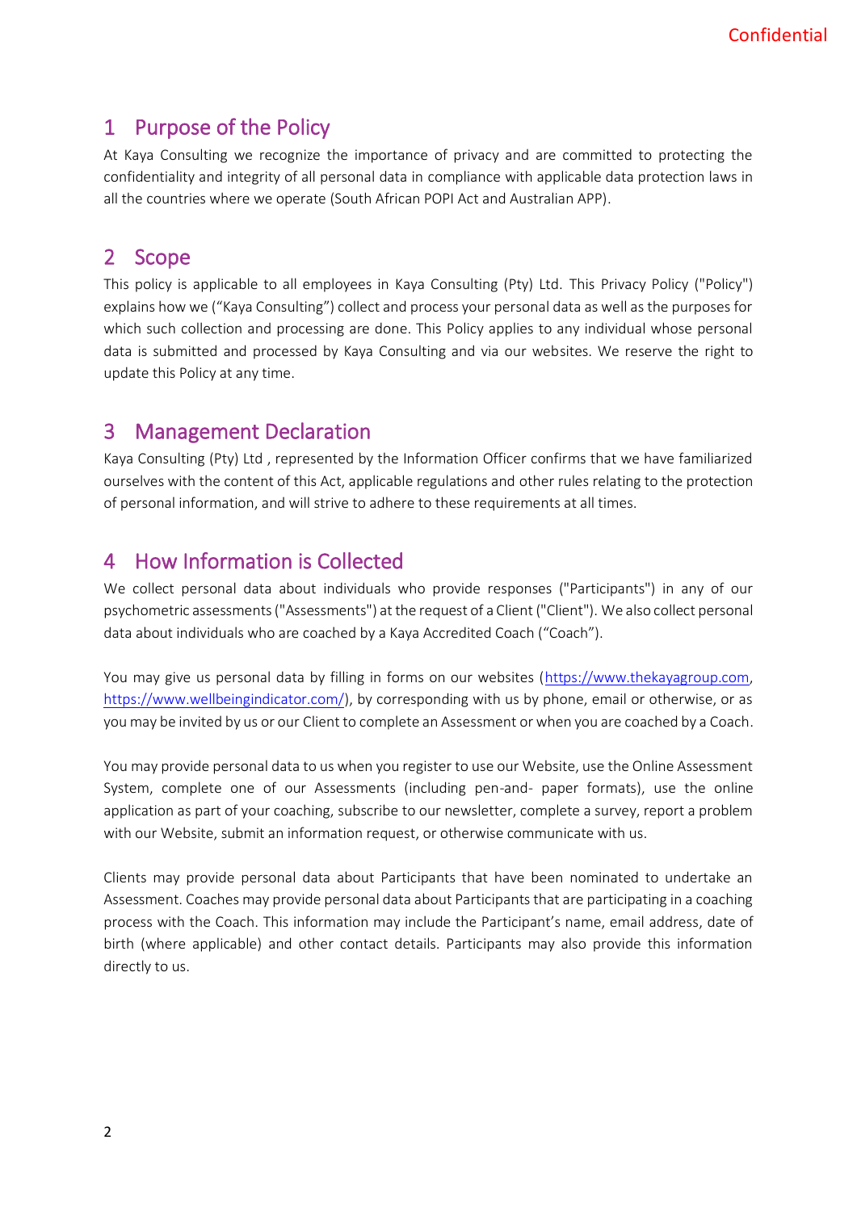## 1 Purpose of the Policy

At Kaya Consulting we recognize the importance of privacy and are committed to protecting the confidentiality and integrity of all personal data in compliance with applicable data protection laws in all the countries where we operate (South African POPI Act and Australian APP).

## 2 Scope

This policy is applicable to all employees in Kaya Consulting (Pty) Ltd. This Privacy Policy ("Policy") explains how we ("Kaya Consulting") collect and process your personal data as well as the purposes for which such collection and processing are done. This Policy applies to any individual whose personal data is submitted and processed by Kaya Consulting and via our websites. We reserve the right to update this Policy at any time.

## 3 Management Declaration

Kaya Consulting (Pty) Ltd , represented by the Information Officer confirms that we have familiarized ourselves with the content of this Act, applicable regulations and other rules relating to the protection of personal information, and will strive to adhere to these requirements at all times.

## 4 How Information is Collected

We collect personal data about individuals who provide responses ("Participants") in any of our psychometric assessments ("Assessments") at the request of a Client ("Client"). We also collect personal data about individuals who are coached by a Kaya Accredited Coach ("Coach").

You may give us personal data by filling in forms on our websites (https://www.thekayagroup.com, https://www.wellbeingindicator.com/), by corresponding with us by phone, email or otherwise, or as you may be invited by us or our Client to complete an Assessment or when you are coached by a Coach.

You may provide personal data to us when you register to use our Website, use the Online Assessment System, complete one of our Assessments (including pen-and- paper formats), use the online application as part of your coaching, subscribe to our newsletter, complete a survey, report a problem with our Website, submit an information request, or otherwise communicate with us.

Clients may provide personal data about Participants that have been nominated to undertake an Assessment. Coaches may provide personal data about Participants that are participating in a coaching process with the Coach. This information may include the Participant's name, email address, date of birth (where applicable) and other contact details. Participants may also provide this information directly to us.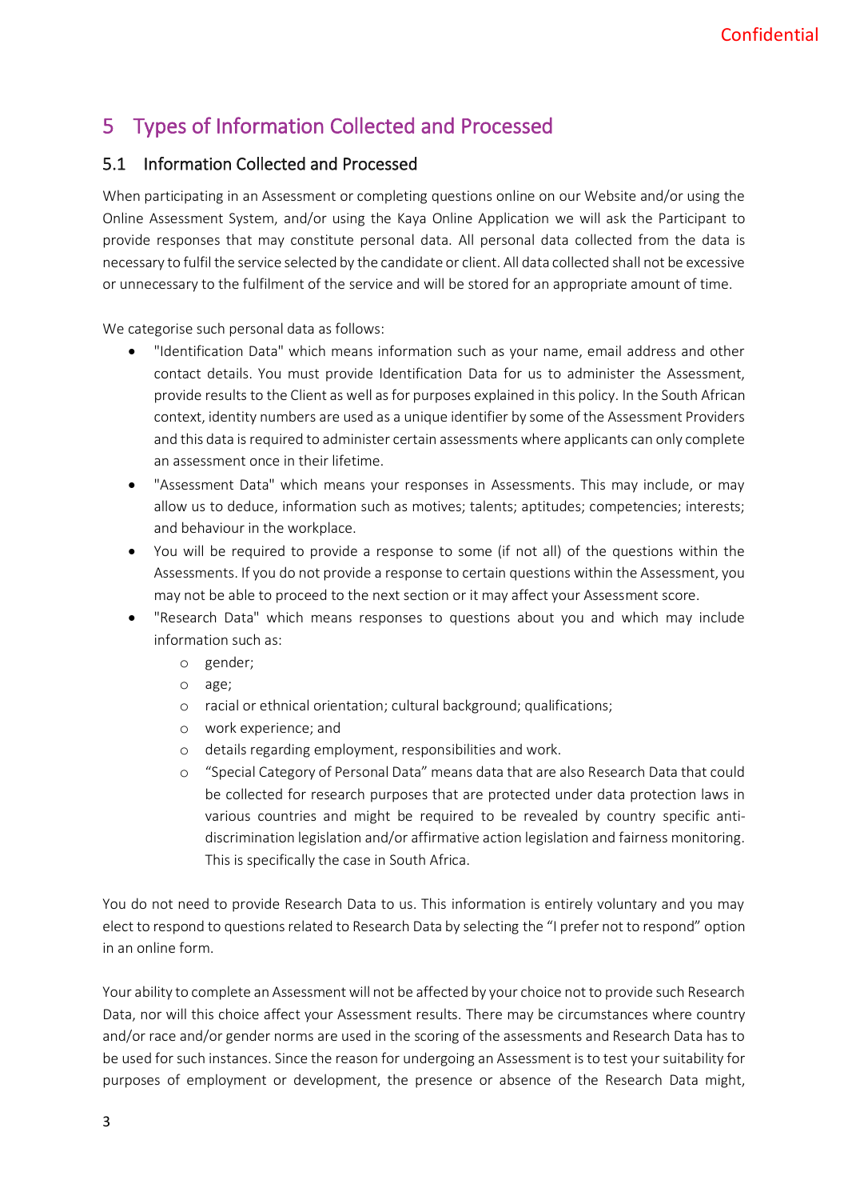# 5 Types of Information Collected and Processed

## 5.1 Information Collected and Processed

When participating in an Assessment or completing questions online on our Website and/or using the Online Assessment System, and/or using the Kaya Online Application we will ask the Participant to provide responses that may constitute personal data. All personal data collected from the data is necessary to fulfil the service selected by the candidate or client. All data collected shall not be excessive or unnecessary to the fulfilment of the service and will be stored for an appropriate amount of time.

We categorise such personal data as follows:

- "Identification Data" which means information such as your name, email address and other contact details. You must provide Identification Data for us to administer the Assessment, provide results to the Client as well as for purposes explained in this policy. In the South African context, identity numbers are used as a unique identifier by some of the Assessment Providers and this data is required to administer certain assessments where applicants can only complete an assessment once in their lifetime.
- "Assessment Data" which means your responses in Assessments. This may include, or may allow us to deduce, information such as motives; talents; aptitudes; competencies; interests; and behaviour in the workplace.
- You will be required to provide a response to some (if not all) of the questions within the Assessments. If you do not provide a response to certain questions within the Assessment, you may not be able to proceed to the next section or it may affect your Assessment score.
- "Research Data" which means responses to questions about you and which may include information such as:
  - gender;
  - age;
  - racial or ethnical orientation; cultural background; qualifications;
  - work experience; and
  - details regarding employment, responsibilities and work.
  - "Special Category of Personal Data" means data that are also Research Data that could be collected for research purposes that are protected under data protection laws in various countries and might be required to be revealed by country specific anti-discrimination legislation and/or affirmative action legislation and fairness monitoring. This is specifically the case in South Africa.

You do not need to provide Research Data to us. This information is entirely voluntary and you may elect to respond to questions related to Research Data by selecting the "I prefer not to respond" option in an online form.

Your ability to complete an Assessment will not be affected by your choice not to provide such Research Data, nor will this choice affect your Assessment results. There may be circumstances where country and/or race and/or gender norms are used in the scoring of the assessments and Research Data has to be used for such instances. Since the reason for undergoing an Assessment is to test your suitability for purposes of employment or development, the presence or absence of the Research Data might,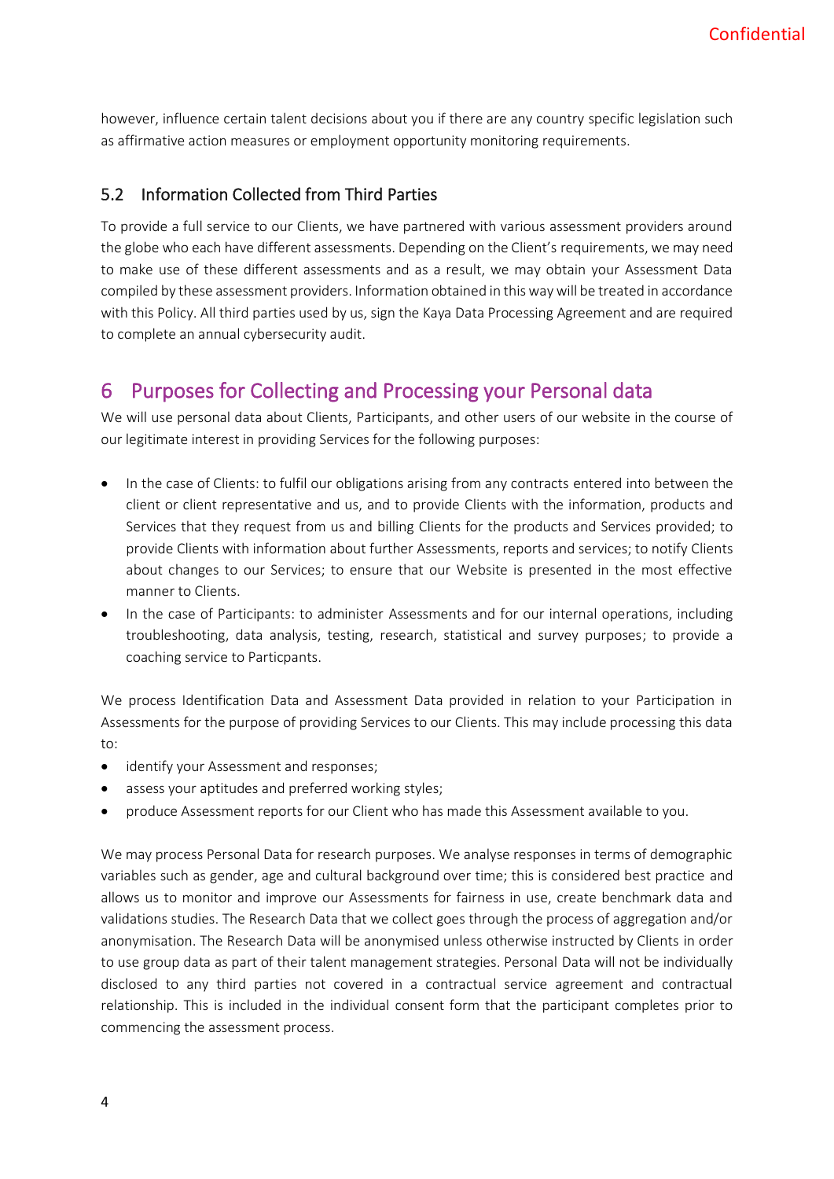however, influence certain talent decisions about you if there are any country specific legislation such as affirmative action measures or employment opportunity monitoring requirements.

### 5.2 Information Collected from Third Parties

To provide a full service to our Clients, we have partnered with various assessment providers around the globe who each have different assessments. Depending on the Client's requirements, we may need to make use of these different assessments and as a result, we may obtain your Assessment Data compiled by these assessment providers. Information obtained in this way will be treated in accordance with this Policy. All third parties used by us, sign the Kaya Data Processing Agreement and are required to complete an annual cybersecurity audit.

## 6 Purposes for Collecting and Processing your Personal data

We will use personal data about Clients, Participants, and other users of our website in the course of our legitimate interest in providing Services for the following purposes:

- In the case of Clients: to fulfil our obligations arising from any contracts entered into between the client or client representative and us, and to provide Clients with the information, products and Services that they request from us and billing Clients for the products and Services provided; to provide Clients with information about further Assessments, reports and services; to notify Clients about changes to our Services; to ensure that our Website is presented in the most effective manner to Clients.
- In the case of Participants: to administer Assessments and for our internal operations, including troubleshooting, data analysis, testing, research, statistical and survey purposes; to provide a coaching service to Particpants.

We process Identification Data and Assessment Data provided in relation to your Participation in Assessments for the purpose of providing Services to our Clients. This may include processing this data to:

- identify your Assessment and responses;
- assess your aptitudes and preferred working styles;
- produce Assessment reports for our Client who has made this Assessment available to you.

We may process Personal Data for research purposes. We analyse responses in terms of demographic variables such as gender, age and cultural background over time; this is considered best practice and allows us to monitor and improve our Assessments for fairness in use, create benchmark data and validations studies. The Research Data that we collect goes through the process of aggregation and/or anonymisation. The Research Data will be anonymised unless otherwise instructed by Clients in order to use group data as part of their talent management strategies. Personal Data will not be individually disclosed to any third parties not covered in a contractual service agreement and contractual relationship. This is included in the individual consent form that the participant completes prior to commencing the assessment process.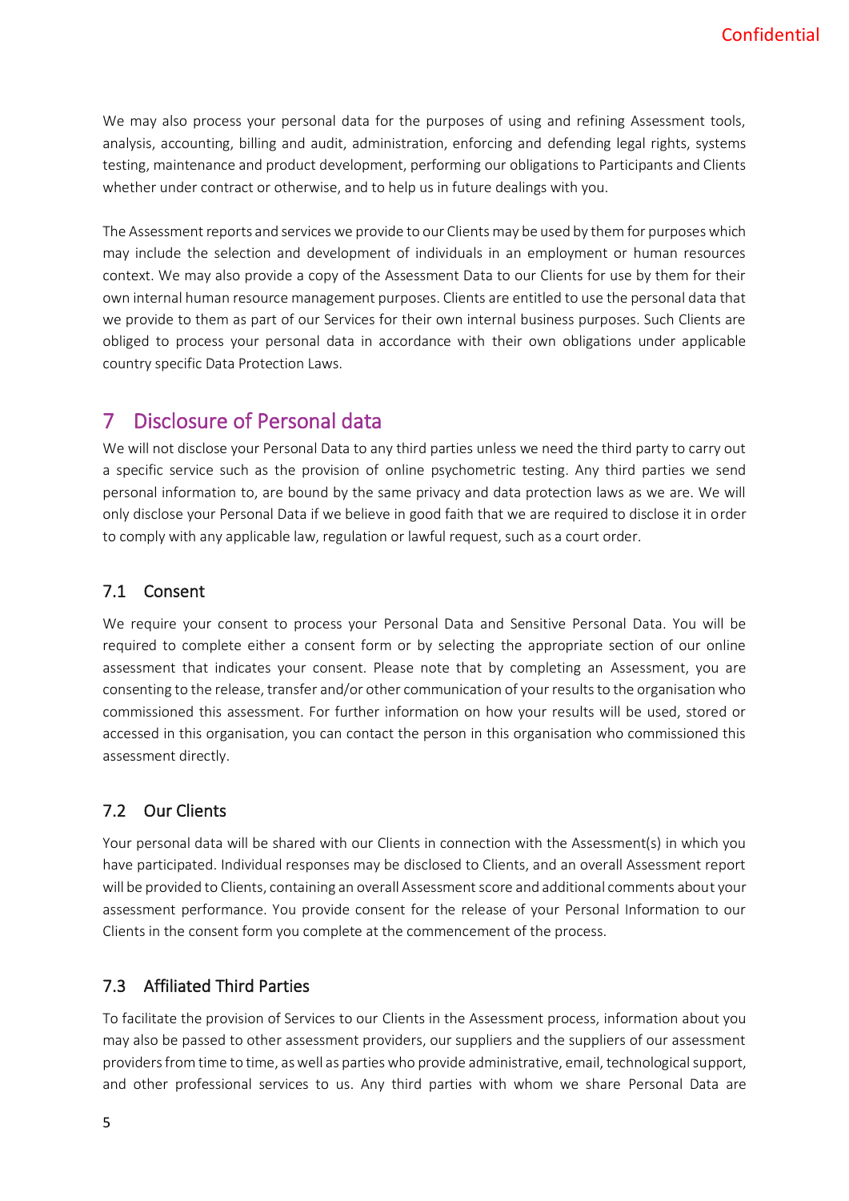We may also process your personal data for the purposes of using and refining Assessment tools, analysis, accounting, billing and audit, administration, enforcing and defending legal rights, systems testing, maintenance and product development, performing our obligations to Participants and Clients whether under contract or otherwise, and to help us in future dealings with you.

The Assessment reports and services we provide to our Clients may be used by them for purposes which may include the selection and development of individuals in an employment or human resources context. We may also provide a copy of the Assessment Data to our Clients for use by them for their own internal human resource management purposes. Clients are entitled to use the personal data that we provide to them as part of our Services for their own internal business purposes. Such Clients are obliged to process your personal data in accordance with their own obligations under applicable country specific Data Protection Laws.

# 7 Disclosure of Personal data

We will not disclose your Personal Data to any third parties unless we need the third party to carry out a specific service such as the provision of online psychometric testing. Any third parties we send personal information to, are bound by the same privacy and data protection laws as we are. We will only disclose your Personal Data if we believe in good faith that we are required to disclose it in order to comply with any applicable law, regulation or lawful request, such as a court order.

## 7.1 Consent

We require your consent to process your Personal Data and Sensitive Personal Data. You will be required to complete either a consent form or by selecting the appropriate section of our online assessment that indicates your consent. Please note that by completing an Assessment, you are consenting to the release, transfer and/or other communication of your results to the organisation who commissioned this assessment. For further information on how your results will be used, stored or accessed in this organisation, you can contact the person in this organisation who commissioned this assessment directly.

## 7.2 Our Clients

Your personal data will be shared with our Clients in connection with the Assessment(s) in which you have participated. Individual responses may be disclosed to Clients, and an overall Assessment report will be provided to Clients, containing an overall Assessment score and additional comments about your assessment performance. You provide consent for the release of your Personal Information to our Clients in the consent form you complete at the commencement of the process.

## 7.3 Affiliated Third Parties

To facilitate the provision of Services to our Clients in the Assessment process, information about you may also be passed to other assessment providers, our suppliers and the suppliers of our assessment providers from time to time, as well as parties who provide administrative, email, technological support, and other professional services to us. Any third parties with whom we share Personal Data are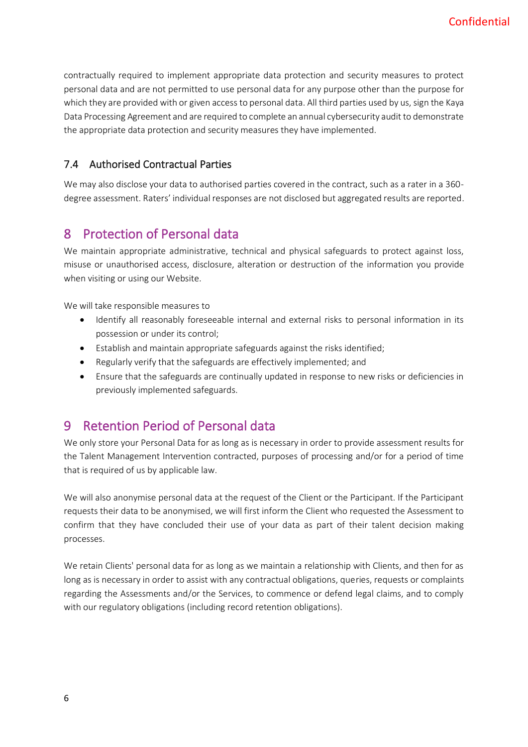contractually required to implement appropriate data protection and security measures to protect personal data and are not permitted to use personal data for any purpose other than the purpose for which they are provided with or given access to personal data. All third parties used by us, sign the Kaya Data Processing Agreement and are required to complete an annual cybersecurity audit to demonstrate the appropriate data protection and security measures they have implemented.

### 7.4 Authorised Contractual Parties

We may also disclose your data to authorised parties covered in the contract, such as a rater in a 360-degree assessment. Raters' individual responses are not disclosed but aggregated results are reported.

## 8 Protection of Personal data

We maintain appropriate administrative, technical and physical safeguards to protect against loss, misuse or unauthorised access, disclosure, alteration or destruction of the information you provide when visiting or using our Website.

We will take responsible measures to

- Identify all reasonably foreseeable internal and external risks to personal information in its possession or under its control;
- Establish and maintain appropriate safeguards against the risks identified;
- Regularly verify that the safeguards are effectively implemented; and
- Ensure that the safeguards are continually updated in response to new risks or deficiencies in previously implemented safeguards.

## 9 Retention Period of Personal data

We only store your Personal Data for as long as is necessary in order to provide assessment results for the Talent Management Intervention contracted, purposes of processing and/or for a period of time that is required of us by applicable law.

We will also anonymise personal data at the request of the Client or the Participant. If the Participant requests their data to be anonymised, we will first inform the Client who requested the Assessment to confirm that they have concluded their use of your data as part of their talent decision making processes.

We retain Clients' personal data for as long as we maintain a relationship with Clients, and then for as long as is necessary in order to assist with any contractual obligations, queries, requests or complaints regarding the Assessments and/or the Services, to commence or defend legal claims, and to comply with our regulatory obligations (including record retention obligations).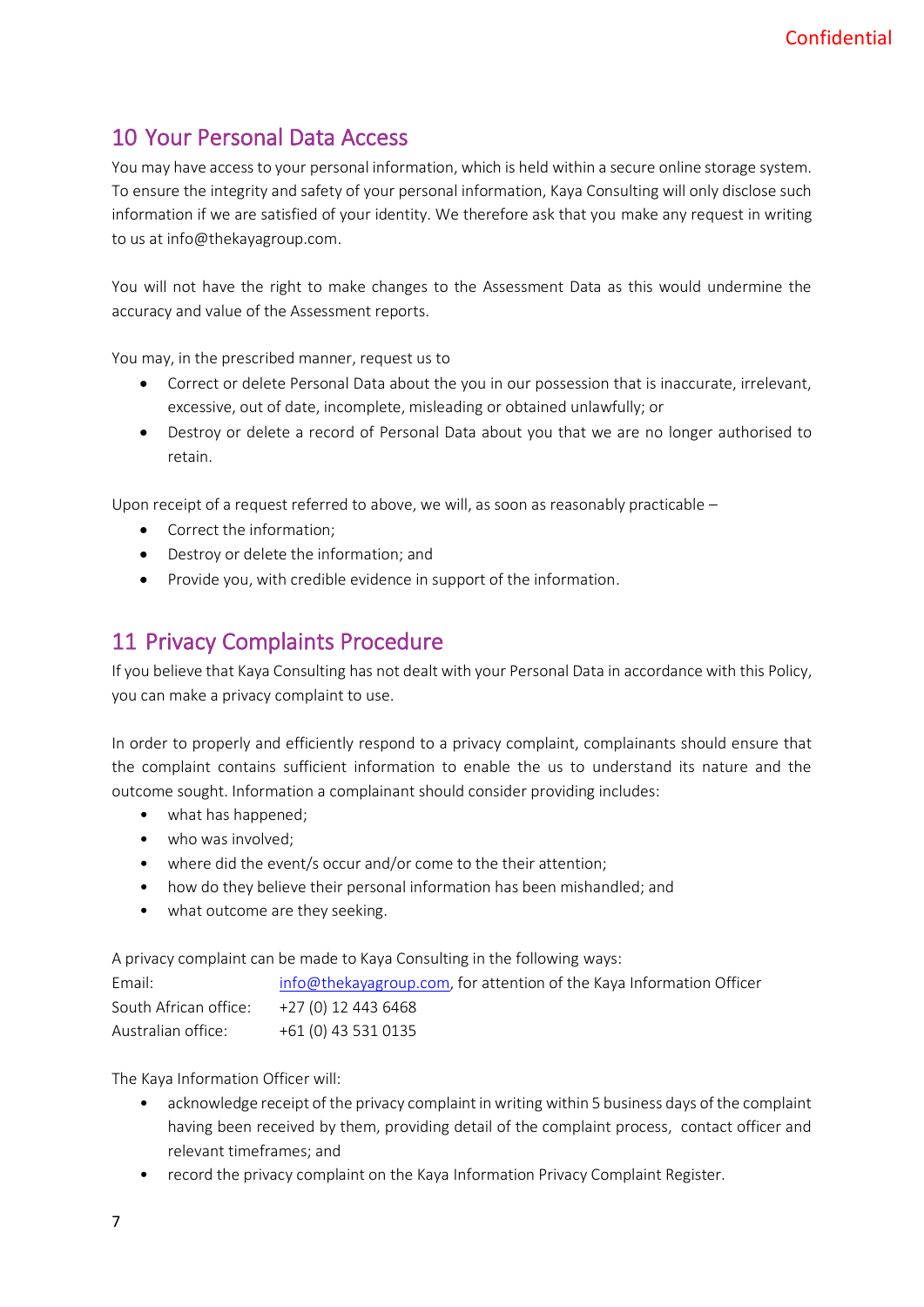## 10 Your Personal Data Access

You may have access to your personal information, which is held within a secure online storage system. To ensure the integrity and safety of your personal information, Kaya Consulting will only disclose such information if we are satisfied of your identity. We therefore ask that you make any request in writing to us at info@thekayagroup.com.

You will not have the right to make changes to the Assessment Data as this would undermine the accuracy and value of the Assessment reports.

You may, in the prescribed manner, request us to

- Correct or delete Personal Data about the you in our possession that is inaccurate, irrelevant, excessive, out of date, incomplete, misleading or obtained unlawfully; or
- Destroy or delete a record of Personal Data about you that we are no longer authorised to retain.

Upon receipt of a request referred to above, we will, as soon as reasonably practicable –

- Correct the information;
- Destroy or delete the information; and
- Provide you, with credible evidence in support of the information.

## 11 Privacy Complaints Procedure

If you believe that Kaya Consulting has not dealt with your Personal Data in accordance with this Policy, you can make a privacy complaint to use.

In order to properly and efficiently respond to a privacy complaint, complainants should ensure that the complaint contains sufficient information to enable the us to understand its nature and the outcome sought. Information a complainant should consider providing includes:

- what has happened;
- who was involved;
- where did the event/s occur and/or come to the their attention;
- how do they believe their personal information has been mishandled; and
- what outcome are they seeking.

A privacy complaint can be made to Kaya Consulting in the following ways:

| | |
|---|---|
| Email: | info@thekayagroup.com, for attention of the Kaya Information Officer |
| South African office: | +27 (0) 12 443 6468 |
| Australian office: | +61 (0) 43 531 0135 |

The Kaya Information Officer will:

- acknowledge receipt of the privacy complaint in writing within 5 business days of the complaint having been received by them, providing detail of the complaint process, contact officer and relevant timeframes; and
- record the privacy complaint on the Kaya Information Privacy Complaint Register.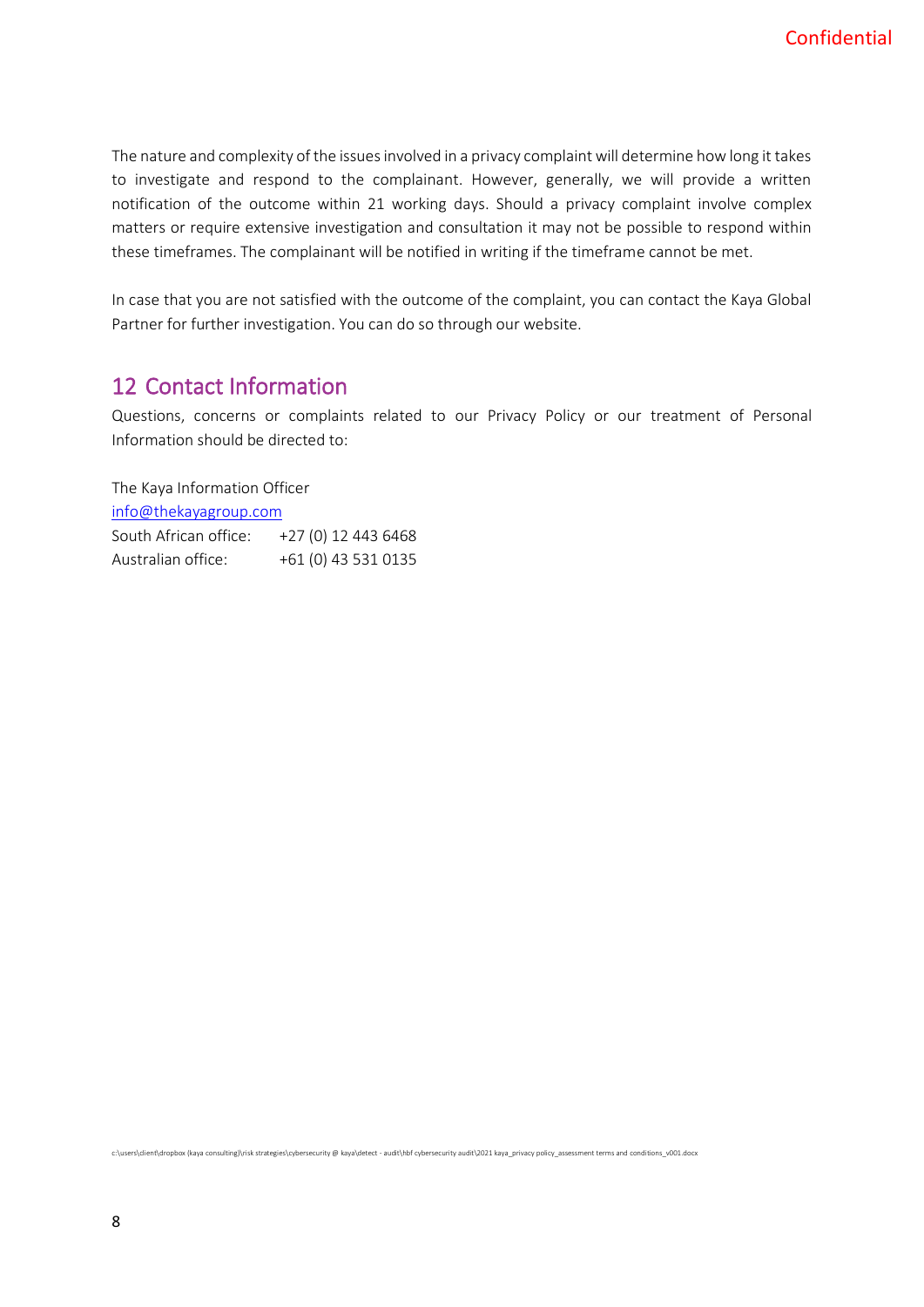The nature and complexity of the issues involved in a privacy complaint will determine how long it takes to investigate and respond to the complainant. However, generally, we will provide a written notification of the outcome within 21 working days. Should a privacy complaint involve complex matters or require extensive investigation and consultation it may not be possible to respond within these timeframes. The complainant will be notified in writing if the timeframe cannot be met.

In case that you are not satisfied with the outcome of the complaint, you can contact the Kaya Global Partner for further investigation. You can do so through our website.

## 12 Contact Information

Questions, concerns or complaints related to our Privacy Policy or our treatment of Personal Information should be directed to:

The Kaya Information Officer
info@thekayagroup.com

| | |
|---|---|
| South African office: | +27 (0) 12 443 6468 |
| Australian office: | +61 (0) 43 531 0135 |